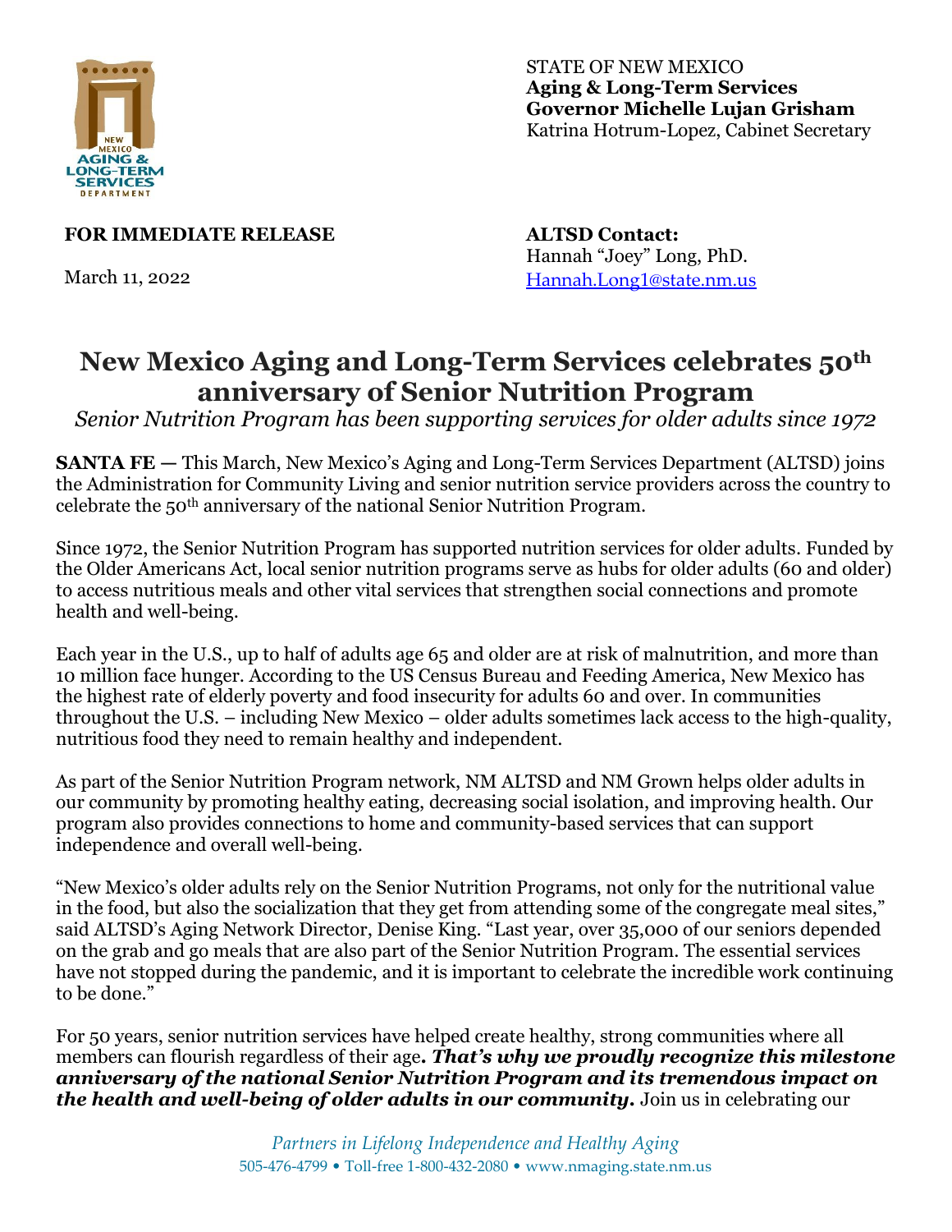STATE OF NEW MEXICO
**Aging & Long-Term Services**
**Governor Michelle Lujan Grisham**
Katrina Hotrum-Lopez, Cabinet Secretary

**FOR IMMEDIATE RELEASE**

March 11, 2022

**ALTSD Contact:**
Hannah "Joey" Long, PhD.
Hannah.Long1@state.nm.us

# New Mexico Aging and Long-Term Services celebrates 50th anniversary of Senior Nutrition Program

*Senior Nutrition Program has been supporting services for older adults since 1972*

**SANTA FE —** This March, New Mexico's Aging and Long-Term Services Department (ALTSD) joins the Administration for Community Living and senior nutrition service providers across the country to celebrate the 50th anniversary of the national Senior Nutrition Program.

Since 1972, the Senior Nutrition Program has supported nutrition services for older adults. Funded by the Older Americans Act, local senior nutrition programs serve as hubs for older adults (60 and older) to access nutritious meals and other vital services that strengthen social connections and promote health and well-being.

Each year in the U.S., up to half of adults age 65 and older are at risk of malnutrition, and more than 10 million face hunger. According to the US Census Bureau and Feeding America, New Mexico has the highest rate of elderly poverty and food insecurity for adults 60 and over. In communities throughout the U.S. – including New Mexico – older adults sometimes lack access to the high-quality, nutritious food they need to remain healthy and independent.

As part of the Senior Nutrition Program network, NM ALTSD and NM Grown helps older adults in our community by promoting healthy eating, decreasing social isolation, and improving health. Our program also provides connections to home and community-based services that can support independence and overall well-being.

"New Mexico's older adults rely on the Senior Nutrition Programs, not only for the nutritional value in the food, but also the socialization that they get from attending some of the congregate meal sites," said ALTSD's Aging Network Director, Denise King. "Last year, over 35,000 of our seniors depended on the grab and go meals that are also part of the Senior Nutrition Program. The essential services have not stopped during the pandemic, and it is important to celebrate the incredible work continuing to be done."

For 50 years, senior nutrition services have helped create healthy, strong communities where all members can flourish regardless of their age***. That's why we proudly recognize this milestone anniversary of the national Senior Nutrition Program and its tremendous impact on the health and well-being of older adults in our community.*** Join us in celebrating our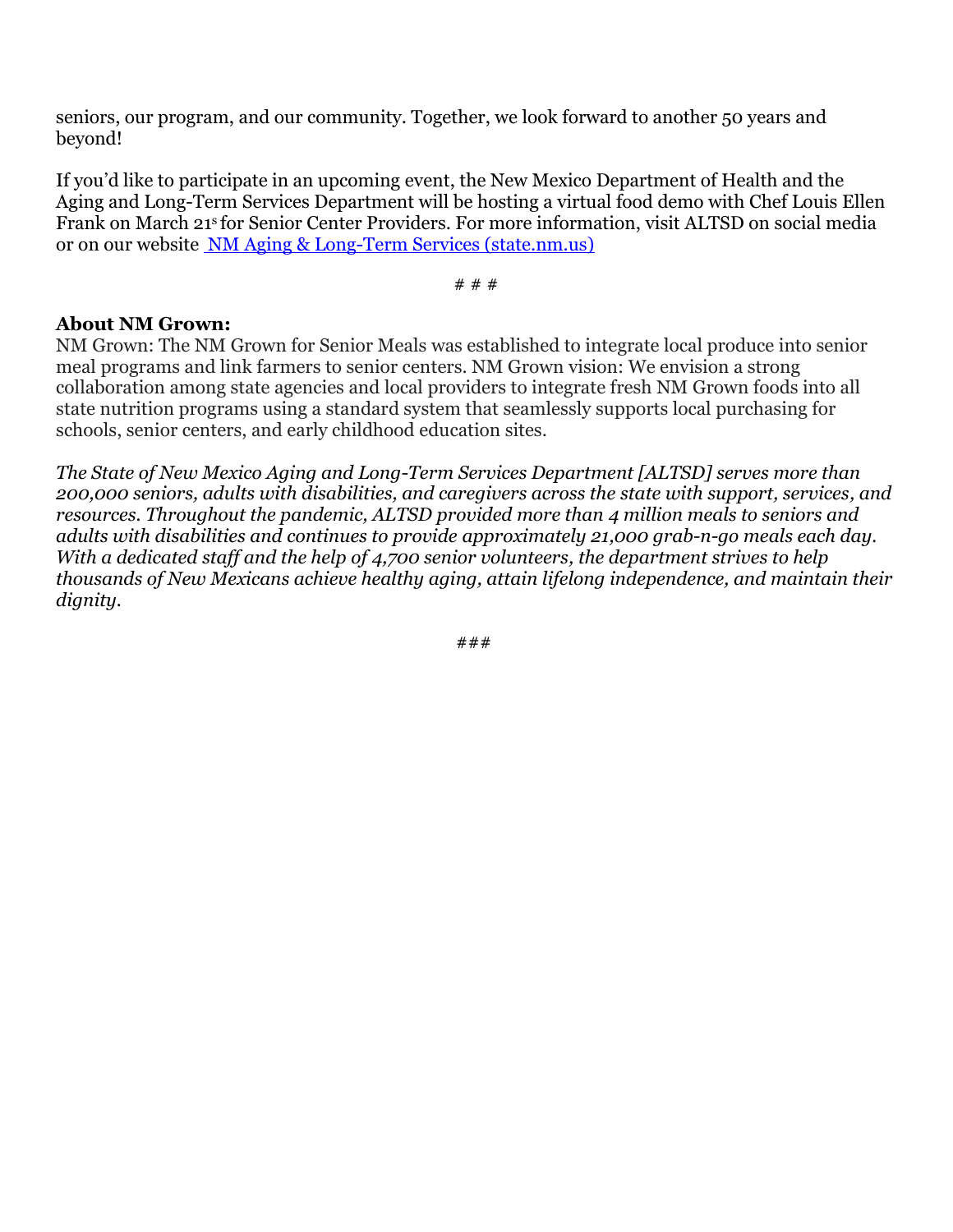seniors, our program, and our community. Together, we look forward to another 50 years and beyond!

If you'd like to participate in an upcoming event, the New Mexico Department of Health and the Aging and Long-Term Services Department will be hosting a virtual food demo with Chef Louis Ellen Frank on March 21s for Senior Center Providers. For more information, visit ALTSD on social media or on our website [NM Aging & Long-Term Services (state.nm.us)](#)

# # #

**About NM Grown:**
NM Grown: The NM Grown for Senior Meals was established to integrate local produce into senior meal programs and link farmers to senior centers. NM Grown vision: We envision a strong collaboration among state agencies and local providers to integrate fresh NM Grown foods into all state nutrition programs using a standard system that seamlessly supports local purchasing for schools, senior centers, and early childhood education sites.

*The State of New Mexico Aging and Long-Term Services Department [ALTSD] serves more than 200,000 seniors, adults with disabilities, and caregivers across the state with support, services, and resources. Throughout the pandemic, ALTSD provided more than 4 million meals to seniors and adults with disabilities and continues to provide approximately 21,000 grab-n-go meals each day. With a dedicated staff and the help of 4,700 senior volunteers, the department strives to help thousands of New Mexicans achieve healthy aging, attain lifelong independence, and maintain their dignity.*

###